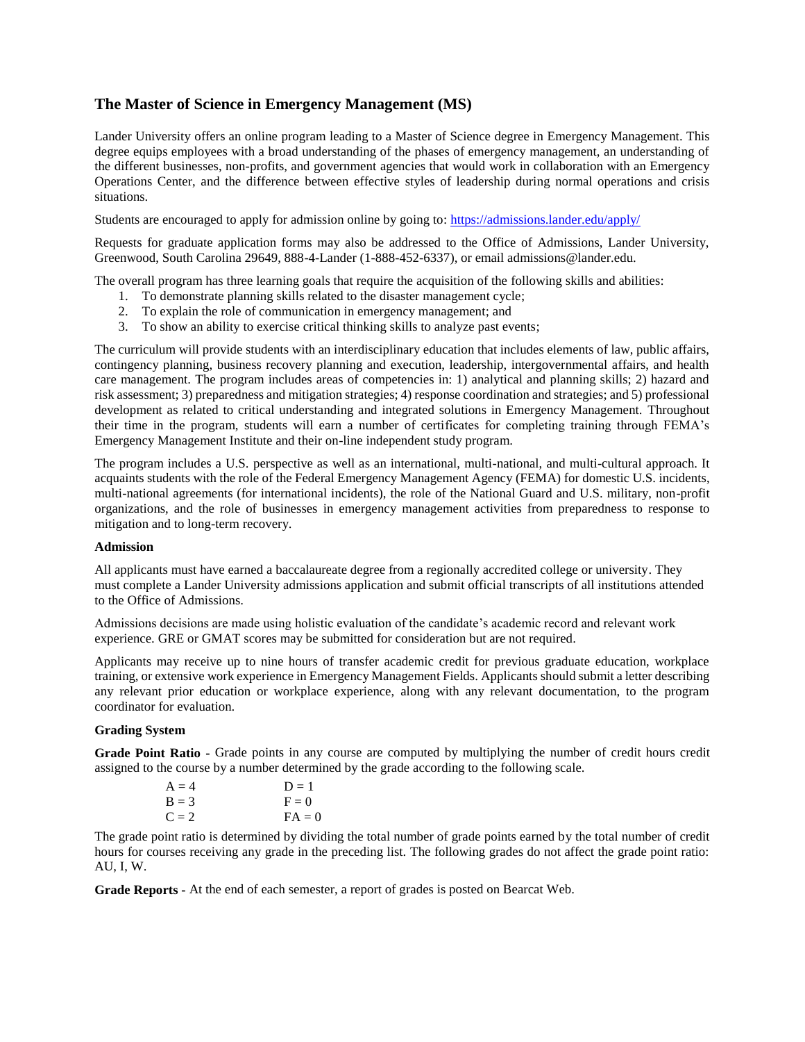## The Master of Science in Emergency Management (MS)

Lander University offers an online program leading to a Master of Science degree in Emergency Management. This degree equips employees with a broad understanding of the phases of emergency management, an understanding of the different businesses, non-profits, and government agencies that would work in collaboration with an Emergency Operations Center, and the difference between effective styles of leadership during normal operations and crisis situations.

Students are encouraged to apply for admission online by going to: https://admissions.lander.edu/apply/

Requests for graduate application forms may also be addressed to the Office of Admissions, Lander University, Greenwood, South Carolina 29649, 888-4-Lander (1-888-452-6337), or email admissions@lander.edu.

The overall program has three learning goals that require the acquisition of the following skills and abilities:

1. To demonstrate planning skills related to the disaster management cycle;
2. To explain the role of communication in emergency management; and
3. To show an ability to exercise critical thinking skills to analyze past events;

The curriculum will provide students with an interdisciplinary education that includes elements of law, public affairs, contingency planning, business recovery planning and execution, leadership, intergovernmental affairs, and health care management. The program includes areas of competencies in: 1) analytical and planning skills; 2) hazard and risk assessment; 3) preparedness and mitigation strategies; 4) response coordination and strategies; and 5) professional development as related to critical understanding and integrated solutions in Emergency Management. Throughout their time in the program, students will earn a number of certificates for completing training through FEMA's Emergency Management Institute and their on-line independent study program.

The program includes a U.S. perspective as well as an international, multi-national, and multi-cultural approach. It acquaints students with the role of the Federal Emergency Management Agency (FEMA) for domestic U.S. incidents, multi-national agreements (for international incidents), the role of the National Guard and U.S. military, non-profit organizations, and the role of businesses in emergency management activities from preparedness to response to mitigation and to long-term recovery.

**Admission**

All applicants must have earned a baccalaureate degree from a regionally accredited college or university. They must complete a Lander University admissions application and submit official transcripts of all institutions attended to the Office of Admissions.

Admissions decisions are made using holistic evaluation of the candidate's academic record and relevant work experience. GRE or GMAT scores may be submitted for consideration but are not required.

Applicants may receive up to nine hours of transfer academic credit for previous graduate education, workplace training, or extensive work experience in Emergency Management Fields. Applicants should submit a letter describing any relevant prior education or workplace experience, along with any relevant documentation, to the program coordinator for evaluation.

**Grading System**

**Grade Point Ratio -** Grade points in any course are computed by multiplying the number of credit hours credit assigned to the course by a number determined by the grade according to the following scale.

| | |
|---|---|
| A = 4 | D = 1 |
| B = 3 | F = 0 |
| C = 2 | FA = 0 |

The grade point ratio is determined by dividing the total number of grade points earned by the total number of credit hours for courses receiving any grade in the preceding list. The following grades do not affect the grade point ratio: AU, I, W.

**Grade Reports -** At the end of each semester, a report of grades is posted on Bearcat Web.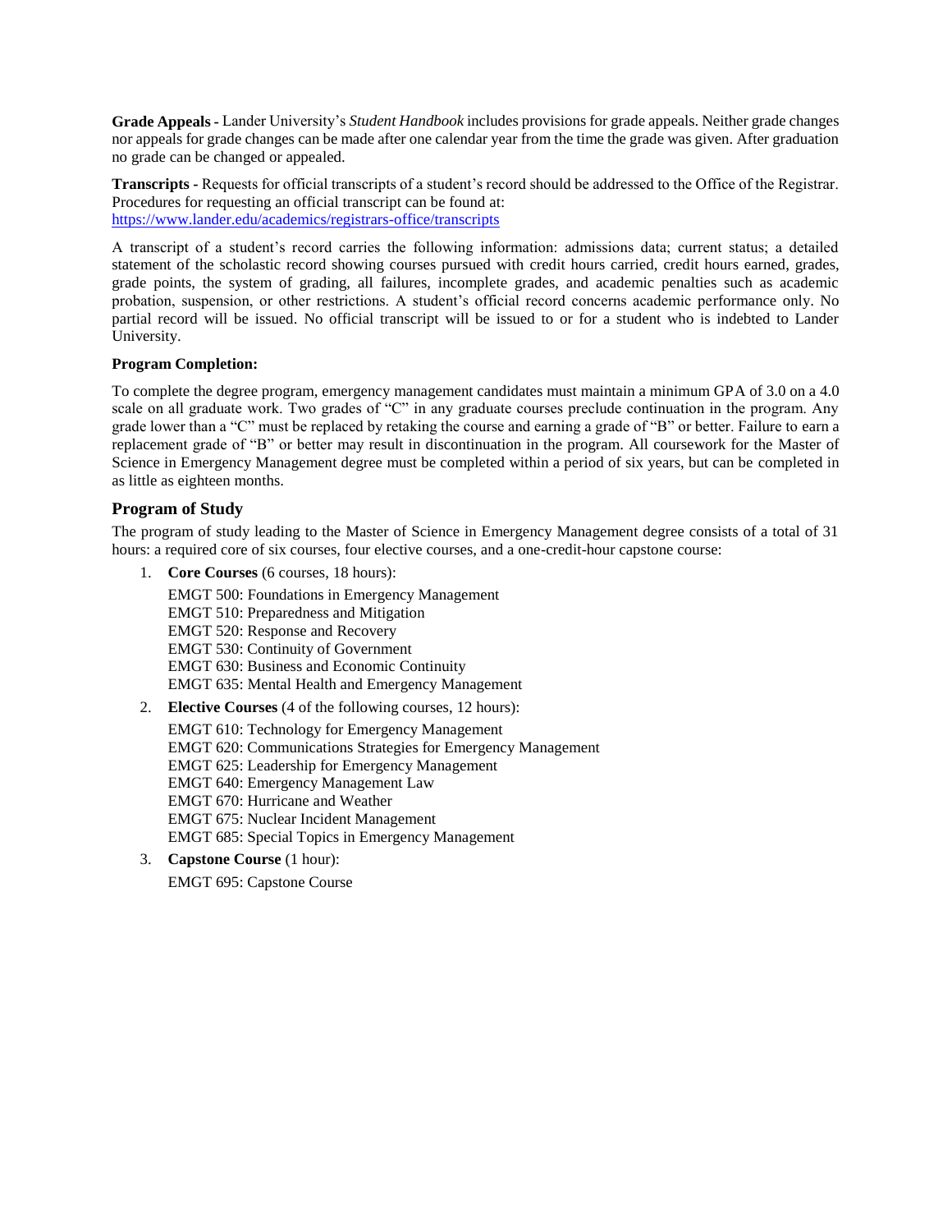**Grade Appeals -** Lander University's *Student Handbook* includes provisions for grade appeals. Neither grade changes nor appeals for grade changes can be made after one calendar year from the time the grade was given. After graduation no grade can be changed or appealed.

**Transcripts -** Requests for official transcripts of a student's record should be addressed to the Office of the Registrar. Procedures for requesting an official transcript can be found at:
https://www.lander.edu/academics/registrars-office/transcripts

A transcript of a student's record carries the following information: admissions data; current status; a detailed statement of the scholastic record showing courses pursued with credit hours carried, credit hours earned, grades, grade points, the system of grading, all failures, incomplete grades, and academic penalties such as academic probation, suspension, or other restrictions. A student's official record concerns academic performance only. No partial record will be issued. No official transcript will be issued to or for a student who is indebted to Lander University.

**Program Completion:**

To complete the degree program, emergency management candidates must maintain a minimum GPA of 3.0 on a 4.0 scale on all graduate work. Two grades of "C" in any graduate courses preclude continuation in the program. Any grade lower than a "C" must be replaced by retaking the course and earning a grade of "B" or better. Failure to earn a replacement grade of "B" or better may result in discontinuation in the program. All coursework for the Master of Science in Emergency Management degree must be completed within a period of six years, but can be completed in as little as eighteen months.

## Program of Study

The program of study leading to the Master of Science in Emergency Management degree consists of a total of 31 hours: a required core of six courses, four elective courses, and a one-credit-hour capstone course:

1. **Core Courses** (6 courses, 18 hours):

   EMGT 500: Foundations in Emergency Management
   EMGT 510: Preparedness and Mitigation
   EMGT 520: Response and Recovery
   EMGT 530: Continuity of Government
   EMGT 630: Business and Economic Continuity
   EMGT 635: Mental Health and Emergency Management

2. **Elective Courses** (4 of the following courses, 12 hours):

   EMGT 610: Technology for Emergency Management
   EMGT 620: Communications Strategies for Emergency Management
   EMGT 625: Leadership for Emergency Management
   EMGT 640: Emergency Management Law
   EMGT 670: Hurricane and Weather
   EMGT 675: Nuclear Incident Management
   EMGT 685: Special Topics in Emergency Management

3. **Capstone Course** (1 hour):

   EMGT 695: Capstone Course